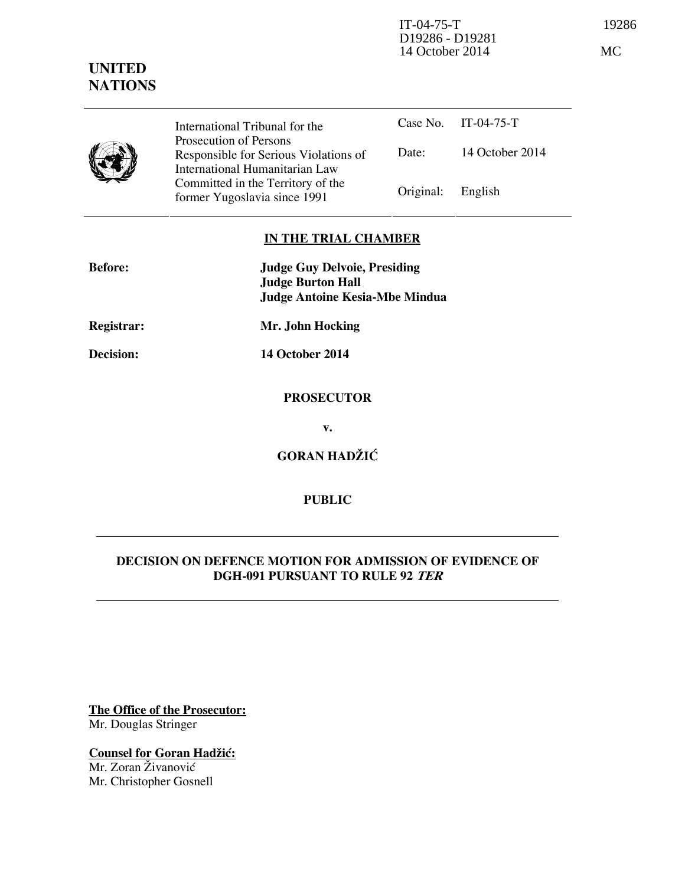IT-04-75-T 19286
D19286 - D19281
14 October 2014 MC

**UNITED NATIONS**

| | | |
|---|---|---|
| International Tribunal for the Prosecution of Persons Responsible for Serious Violations of International Humanitarian Law Committed in the Territory of the former Yugoslavia since 1991 | Case No. | IT-04-75-T |
| | Date: | 14 October 2014 |
| | Original: | English |

**IN THE TRIAL CHAMBER**

**Before:** **Judge Guy Delvoie, Presiding**
**Judge Burton Hall**
**Judge Antoine Kesia-Mbe Mindua**

**Registrar:** **Mr. John Hocking**

**Decision:** **14 October 2014**

**PROSECUTOR**

**v.**

**GORAN HADŽIĆ**

**PUBLIC**

**DECISION ON DEFENCE MOTION FOR ADMISSION OF EVIDENCE OF DGH-091 PURSUANT TO RULE 92 *TER***

**The Office of the Prosecutor:**
Mr. Douglas Stringer

**Counsel for Goran Hadžić:**
Mr. Zoran Živanović
Mr. Christopher Gosnell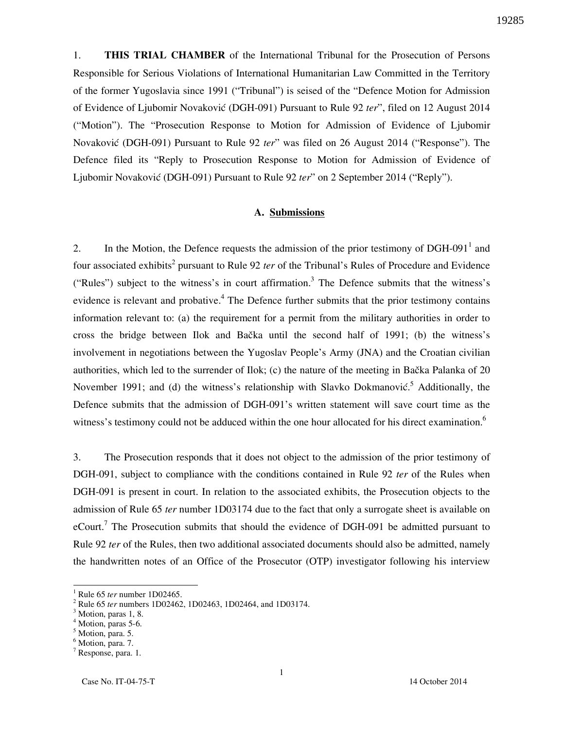1. **THIS TRIAL CHAMBER** of the International Tribunal for the Prosecution of Persons Responsible for Serious Violations of International Humanitarian Law Committed in the Territory of the former Yugoslavia since 1991 ("Tribunal") is seised of the "Defence Motion for Admission of Evidence of Ljubomir Novaković (DGH-091) Pursuant to Rule 92 *ter*", filed on 12 August 2014 ("Motion"). The "Prosecution Response to Motion for Admission of Evidence of Ljubomir Novaković (DGH-091) Pursuant to Rule 92 *ter*" was filed on 26 August 2014 ("Response"). The Defence filed its "Reply to Prosecution Response to Motion for Admission of Evidence of Ljubomir Novaković (DGH-091) Pursuant to Rule 92 *ter*" on 2 September 2014 ("Reply").

### A. Submissions

2. In the Motion, the Defence requests the admission of the prior testimony of DGH-091[1] and four associated exhibits[2] pursuant to Rule 92 *ter* of the Tribunal's Rules of Procedure and Evidence ("Rules") subject to the witness's in court affirmation.[3] The Defence submits that the witness's evidence is relevant and probative.[4] The Defence further submits that the prior testimony contains information relevant to: (a) the requirement for a permit from the military authorities in order to cross the bridge between Ilok and Bačka until the second half of 1991; (b) the witness's involvement in negotiations between the Yugoslav People's Army (JNA) and the Croatian civilian authorities, which led to the surrender of Ilok; (c) the nature of the meeting in Bačka Palanka of 20 November 1991; and (d) the witness's relationship with Slavko Dokmanović.[5] Additionally, the Defence submits that the admission of DGH-091's written statement will save court time as the witness's testimony could not be adduced within the one hour allocated for his direct examination.[6]

3. The Prosecution responds that it does not object to the admission of the prior testimony of DGH-091, subject to compliance with the conditions contained in Rule 92 *ter* of the Rules when DGH-091 is present in court. In relation to the associated exhibits, the Prosecution objects to the admission of Rule 65 *ter* number 1D03174 due to the fact that only a surrogate sheet is available on eCourt.[7] The Prosecution submits that should the evidence of DGH-091 be admitted pursuant to Rule 92 *ter* of the Rules, then two additional associated documents should also be admitted, namely the handwritten notes of an Office of the Prosecutor (OTP) investigator following his interview

---

[1] Rule 65 *ter* number 1D02465.

[2] Rule 65 *ter* numbers 1D02462, 1D02463, 1D02464, and 1D03174.

[3] Motion, paras 1, 8.

[4] Motion, paras 5-6.

[5] Motion, para. 5.

[6] Motion, para. 7.

[7] Response, para. 1.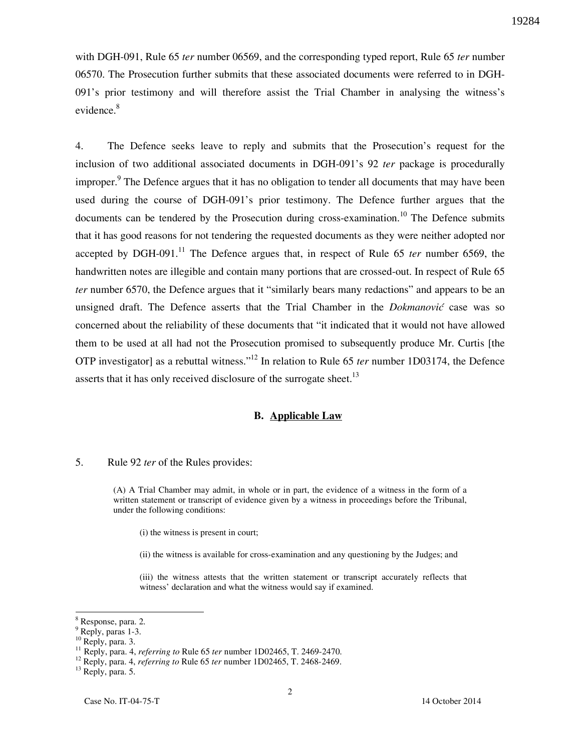with DGH-091, Rule 65 *ter* number 06569, and the corresponding typed report, Rule 65 *ter* number 06570. The Prosecution further submits that these associated documents were referred to in DGH-091's prior testimony and will therefore assist the Trial Chamber in analysing the witness's evidence.[8]

4. The Defence seeks leave to reply and submits that the Prosecution's request for the inclusion of two additional associated documents in DGH-091's 92 *ter* package is procedurally improper.[9] The Defence argues that it has no obligation to tender all documents that may have been used during the course of DGH-091's prior testimony. The Defence further argues that the documents can be tendered by the Prosecution during cross-examination.[10] The Defence submits that it has good reasons for not tendering the requested documents as they were neither adopted nor accepted by DGH-091.[11] The Defence argues that, in respect of Rule 65 *ter* number 6569, the handwritten notes are illegible and contain many portions that are crossed-out. In respect of Rule 65 *ter* number 6570, the Defence argues that it "similarly bears many redactions" and appears to be an unsigned draft. The Defence asserts that the Trial Chamber in the *Dokmanović* case was so concerned about the reliability of these documents that "it indicated that it would not have allowed them to be used at all had not the Prosecution promised to subsequently produce Mr. Curtis [the OTP investigator] as a rebuttal witness."[12] In relation to Rule 65 *ter* number 1D03174, the Defence asserts that it has only received disclosure of the surrogate sheet.[13]

## B. Applicable Law

5. Rule 92 *ter* of the Rules provides:

> (A) A Trial Chamber may admit, in whole or in part, the evidence of a witness in the form of a written statement or transcript of evidence given by a witness in proceedings before the Tribunal, under the following conditions:
>
> (i) the witness is present in court;
>
> (ii) the witness is available for cross-examination and any questioning by the Judges; and
>
> (iii) the witness attests that the written statement or transcript accurately reflects that witness' declaration and what the witness would say if examined.

---

[8] Response, para. 2.
[9] Reply, paras 1-3.
[10] Reply, para. 3.
[11] Reply, para. 4, *referring to* Rule 65 *ter* number 1D02465, T. 2469-2470.
[12] Reply, para. 4, *referring to* Rule 65 *ter* number 1D02465, T. 2468-2469.
[13] Reply, para. 5.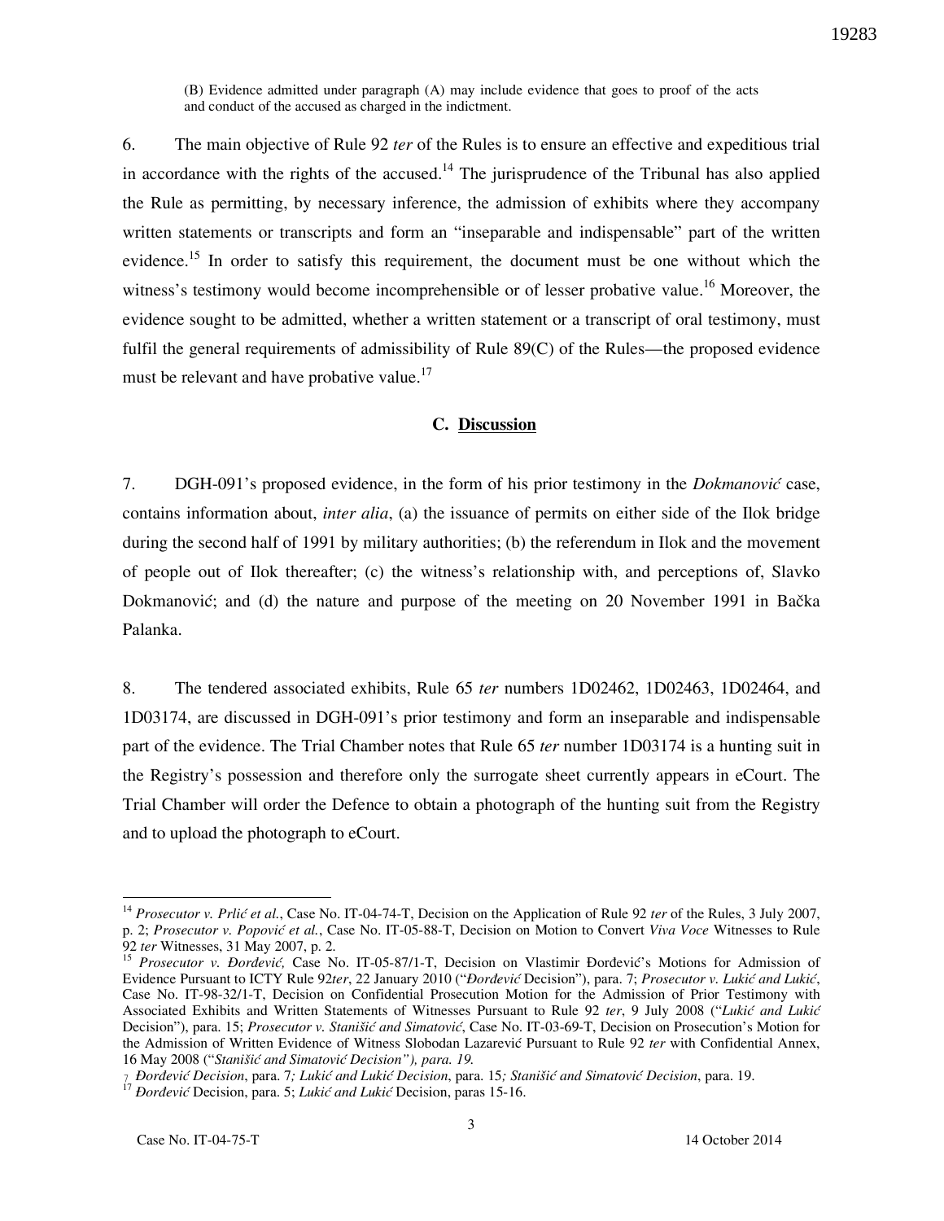(B) Evidence admitted under paragraph (A) may include evidence that goes to proof of the acts and conduct of the accused as charged in the indictment.

6. The main objective of Rule 92 *ter* of the Rules is to ensure an effective and expeditious trial in accordance with the rights of the accused.[14] The jurisprudence of the Tribunal has also applied the Rule as permitting, by necessary inference, the admission of exhibits where they accompany written statements or transcripts and form an "inseparable and indispensable" part of the written evidence.[15] In order to satisfy this requirement, the document must be one without which the witness's testimony would become incomprehensible or of lesser probative value.[16] Moreover, the evidence sought to be admitted, whether a written statement or a transcript of oral testimony, must fulfil the general requirements of admissibility of Rule 89(C) of the Rules—the proposed evidence must be relevant and have probative value.[17]

### C. Discussion

7. DGH-091's proposed evidence, in the form of his prior testimony in the *Dokmanović* case, contains information about, *inter alia*, (a) the issuance of permits on either side of the Ilok bridge during the second half of 1991 by military authorities; (b) the referendum in Ilok and the movement of people out of Ilok thereafter; (c) the witness's relationship with, and perceptions of, Slavko Dokmanović; and (d) the nature and purpose of the meeting on 20 November 1991 in Bačka Palanka.

8. The tendered associated exhibits, Rule 65 *ter* numbers 1D02462, 1D02463, 1D02464, and 1D03174, are discussed in DGH-091's prior testimony and form an inseparable and indispensable part of the evidence. The Trial Chamber notes that Rule 65 *ter* number 1D03174 is a hunting suit in the Registry's possession and therefore only the surrogate sheet currently appears in eCourt. The Trial Chamber will order the Defence to obtain a photograph of the hunting suit from the Registry and to upload the photograph to eCourt.

---

[14] *Prosecutor v. Prlić et al.*, Case No. IT-04-74-T, Decision on the Application of Rule 92 *ter* of the Rules, 3 July 2007, p. 2; *Prosecutor v. Popović et al.*, Case No. IT-05-88-T, Decision on Motion to Convert *Viva Voce* Witnesses to Rule 92 *ter* Witnesses, 31 May 2007, p. 2.

[15] *Prosecutor v. Đorđević,* Case No. IT-05-87/1-T, Decision on Vlastimir Đorđević's Motions for Admission of Evidence Pursuant to ICTY Rule 92*ter*, 22 January 2010 ("*Đorđević* Decision"), para. 7; *Prosecutor v. Lukić and Lukić*, Case No. IT-98-32/1-T, Decision on Confidential Prosecution Motion for the Admission of Prior Testimony with Associated Exhibits and Written Statements of Witnesses Pursuant to Rule 92 *ter*, 9 July 2008 ("*Lukić and Lukić* Decision"), para. 15; *Prosecutor v. Stanišić and Simatović*, Case No. IT-03-69-T, Decision on Prosecution's Motion for the Admission of Written Evidence of Witness Slobodan Lazarević Pursuant to Rule 92 *ter* with Confidential Annex, 16 May 2008 ("*Stanišić and Simatović Decision"), para. 19.*

[16] *Đorđević Decision*, para. 7*; Lukić and Lukić Decision*, para. 15*; Stanišić and Simatović Decision*, para. 19.

[17] *Đorđević* Decision, para. 5; *Lukić and Lukić* Decision, paras 15-16.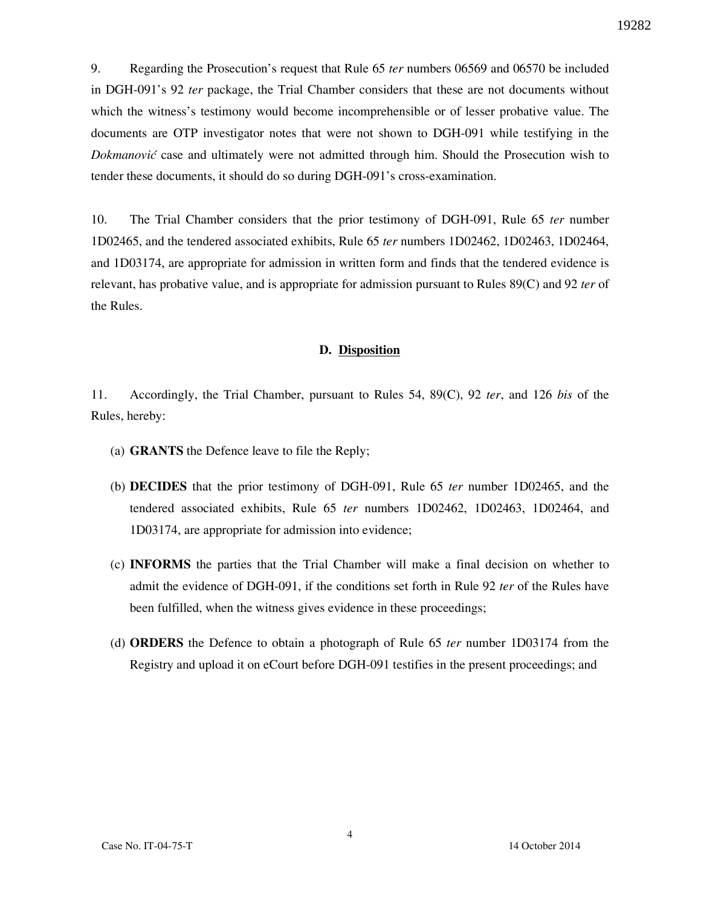9. Regarding the Prosecution's request that Rule 65 *ter* numbers 06569 and 06570 be included in DGH-091's 92 *ter* package, the Trial Chamber considers that these are not documents without which the witness's testimony would become incomprehensible or of lesser probative value. The documents are OTP investigator notes that were not shown to DGH-091 while testifying in the *Dokmanović* case and ultimately were not admitted through him. Should the Prosecution wish to tender these documents, it should do so during DGH-091's cross-examination.

10. The Trial Chamber considers that the prior testimony of DGH-091, Rule 65 *ter* number 1D02465, and the tendered associated exhibits, Rule 65 *ter* numbers 1D02462, 1D02463, 1D02464, and 1D03174, are appropriate for admission in written form and finds that the tendered evidence is relevant, has probative value, and is appropriate for admission pursuant to Rules 89(C) and 92 *ter* of the Rules.

## D. Disposition

11. Accordingly, the Trial Chamber, pursuant to Rules 54, 89(C), 92 *ter*, and 126 *bis* of the Rules, hereby:

(a) **GRANTS** the Defence leave to file the Reply;

(b) **DECIDES** that the prior testimony of DGH-091, Rule 65 *ter* number 1D02465, and the tendered associated exhibits, Rule 65 *ter* numbers 1D02462, 1D02463, 1D02464, and 1D03174, are appropriate for admission into evidence;

(c) **INFORMS** the parties that the Trial Chamber will make a final decision on whether to admit the evidence of DGH-091, if the conditions set forth in Rule 92 *ter* of the Rules have been fulfilled, when the witness gives evidence in these proceedings;

(d) **ORDERS** the Defence to obtain a photograph of Rule 65 *ter* number 1D03174 from the Registry and upload it on eCourt before DGH-091 testifies in the present proceedings; and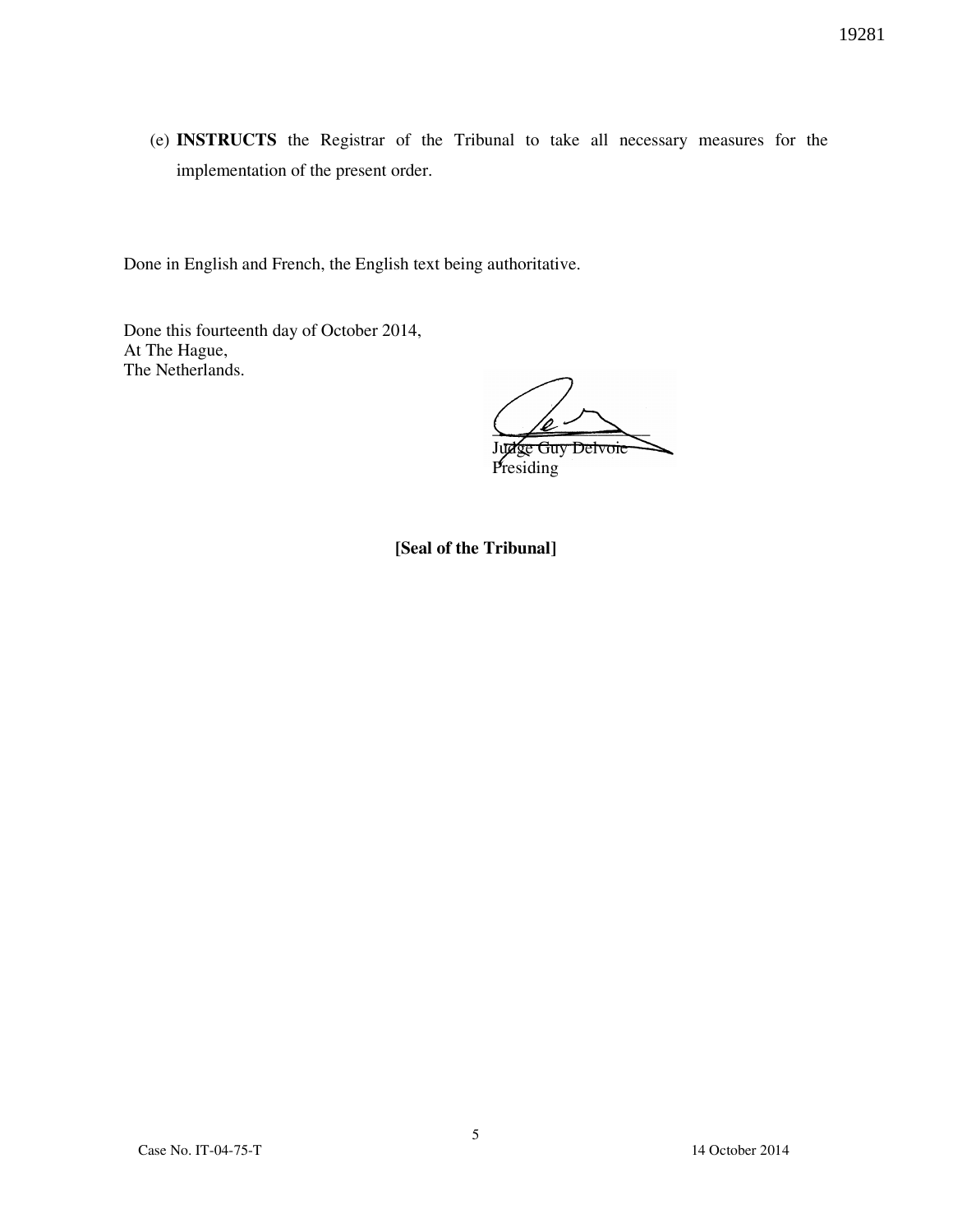(e) **INSTRUCTS** the Registrar of the Tribunal to take all necessary measures for the implementation of the present order.

Done in English and French, the English text being authoritative.

Done this fourteenth day of October 2014,
At The Hague,
The Netherlands.

Judge Guy Delvoie
Presiding

**[Seal of the Tribunal]**